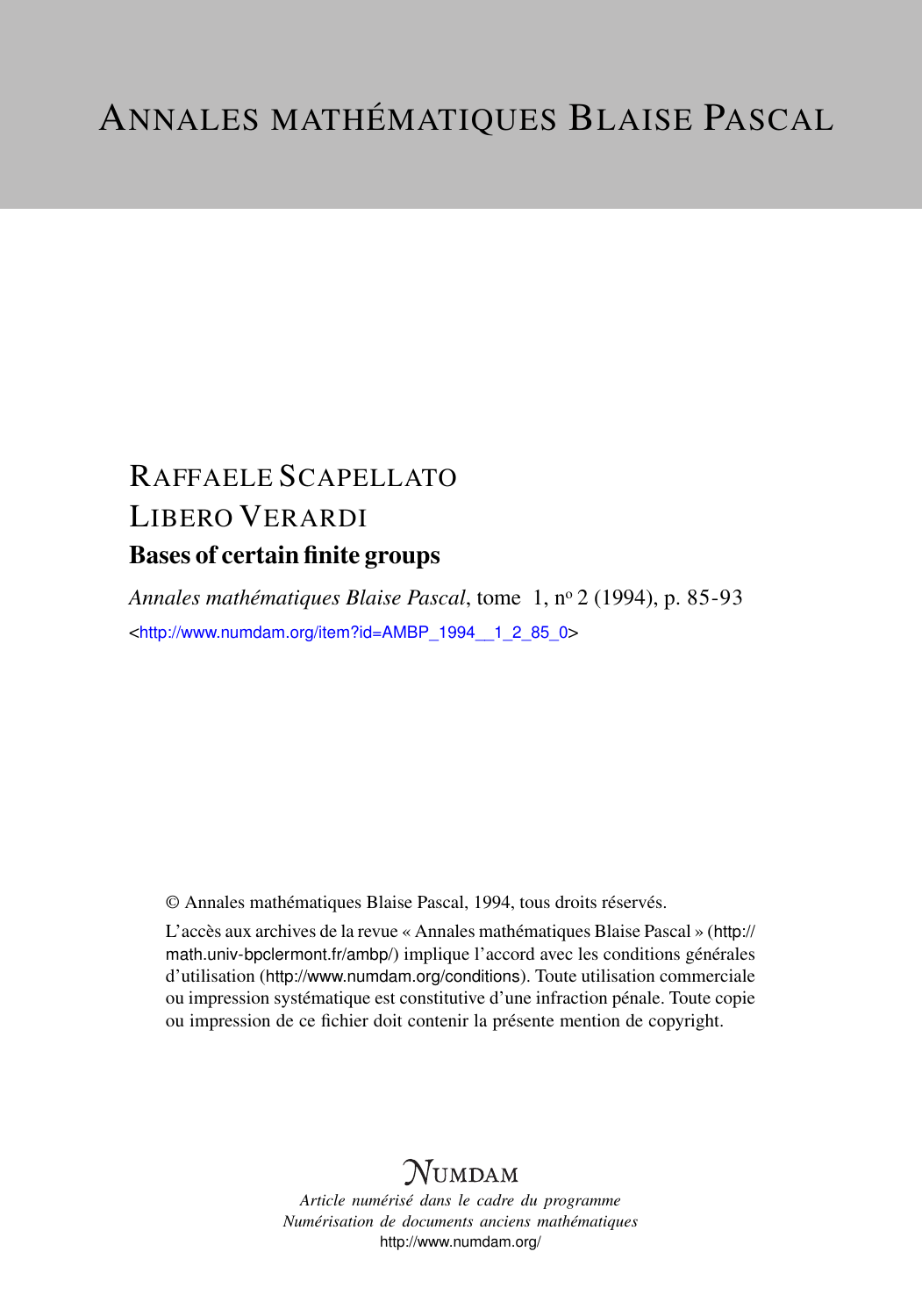# ANNALES MATHÉMATIQUES BLAISE PASCAL

RAFFAELE SCAPELLATO

LIBERO VERARDI

## Bases of certain finite groups

*Annales mathématiques Blaise Pascal*, tome 1, nº 2 (1994), p. 85-93

<http://www.numdam.org/item?id=AMBP_1994__1_2_85_0>

© Annales mathématiques Blaise Pascal, 1994, tous droits réservés.

L'accès aux archives de la revue « Annales mathématiques Blaise Pascal » (http://math.univ-bpclermont.fr/ambp/) implique l'accord avec les conditions générales d'utilisation (http://www.numdam.org/conditions). Toute utilisation commerciale ou impression systématique est constitutive d'une infraction pénale. Toute copie ou impression de ce fichier doit contenir la présente mention de copyright.

NUMDAM

*Article numérisé dans le cadre du programme*
*Numérisation de documents anciens mathématiques*
http://www.numdam.org/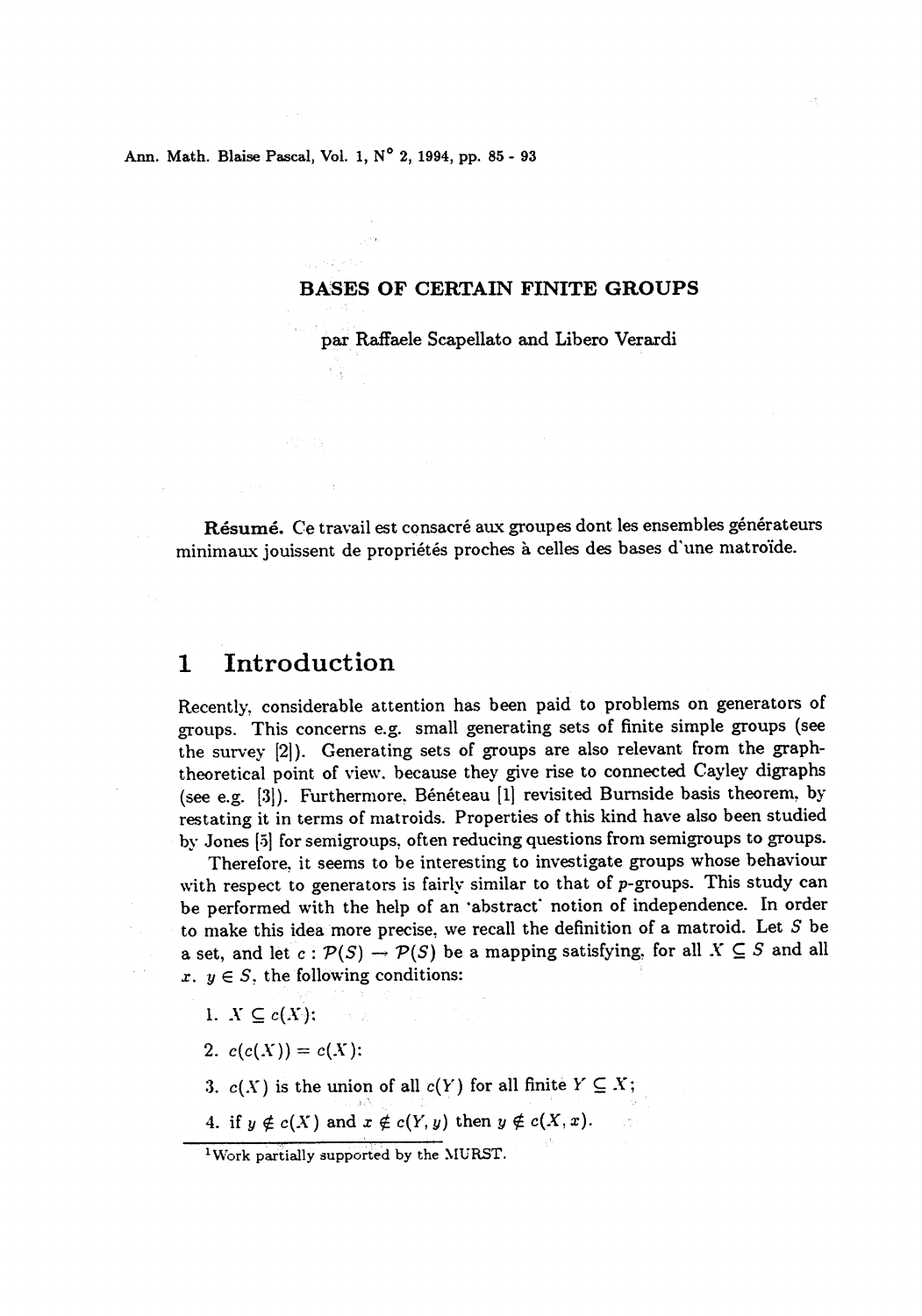# BASES OF CERTAIN FINITE GROUPS

par Raffaele Scapellato and Libero Verardi

**Résumé.** Ce travail est consacré aux groupes dont les ensembles générateurs minimaux jouissent de propriétés proches à celles des bases d'une matroïde.

## 1 Introduction

Recently, considerable attention has been paid to problems on generators of groups. This concerns e.g. small generating sets of finite simple groups (see the survey [2]). Generating sets of groups are also relevant from the graph-theoretical point of view, because they give rise to connected Cayley digraphs (see e.g. [3]). Furthermore, Bénéteau [1] revisited Burnside basis theorem, by restating it in terms of matroids. Properties of this kind have also been studied by Jones [5] for semigroups, often reducing questions from semigroups to groups.

Therefore, it seems to be interesting to investigate groups whose behaviour with respect to generators is fairly similar to that of $p$-groups. This study can be performed with the help of an 'abstract' notion of independence. In order to make this idea more precise, we recall the definition of a matroid. Let $S$ be a set, and let $c : \mathcal{P}(S) \to \mathcal{P}(S)$ be a mapping satisfying, for all $X \subseteq S$ and all $x, y \in S$, the following conditions:

1. $X \subseteq c(X)$;
2. $c(c(X)) = c(X)$;
3. $c(X)$ is the union of all $c(Y)$ for all finite $Y \subseteq X$;
4. if $y \notin c(X)$ and $x \notin c(Y, y)$ then $y \notin c(X, x)$.

[1]Work partially supported by the MURST.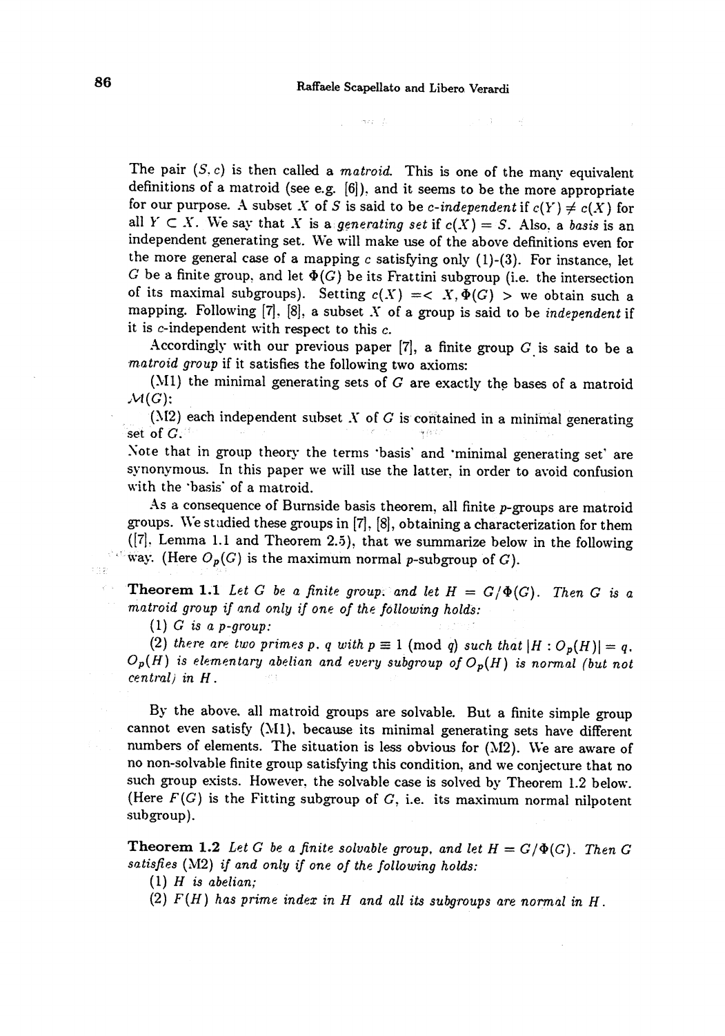The pair $(S, c)$ is then called a *matroid*. This is one of the many equivalent definitions of a matroid (see e.g. [6]), and it seems to be the more appropriate for our purpose. A subset $X$ of $S$ is said to be *c-independent* if $c(Y) \neq c(X)$ for all $Y \subset X$. We say that $X$ is a *generating set* if $c(X) = S$. Also, a *basis* is an independent generating set. We will make use of the above definitions even for the more general case of a mapping $c$ satisfying only (1)-(3). For instance, let $G$ be a finite group, and let $\Phi(G)$ be its Frattini subgroup (i.e. the intersection of its maximal subgroups). Setting $c(X) = < X, \Phi(G) >$ we obtain such a mapping. Following [7], [8], a subset $X$ of a group is said to be *independent* if it is $c$-independent with respect to this $c$.

Accordingly with our previous paper [7], a finite group $G$ is said to be a *matroid group* if it satisfies the following two axioms:

(M1) the minimal generating sets of $G$ are exactly the bases of a matroid $\mathcal{M}(G)$;

(M2) each independent subset $X$ of $G$ is contained in a minimal generating set of $G$.

Note that in group theory the terms 'basis' and 'minimal generating set' are synonymous. In this paper we will use the latter, in order to avoid confusion with the 'basis' of a matroid.

As a consequence of Burnside basis theorem, all finite $p$-groups are matroid groups. We studied these groups in [7], [8], obtaining a characterization for them ([7], Lemma 1.1 and Theorem 2.5), that we summarize below in the following way. (Here $O_p(G)$ is the maximum normal $p$-subgroup of $G$).

**Theorem 1.1** *Let $G$ be a finite group, and let $H = G/\Phi(G)$. Then $G$ is a matroid group if and only if one of the following holds:*

*(1) $G$ is a $p$-group;*

*(2) there are two primes $p$, $q$ with $p \equiv 1 \pmod q$ such that $|H : O_p(H)| = q$, $O_p(H)$ is elementary abelian and every subgroup of $O_p(H)$ is normal (but not central) in $H$.*

By the above, all matroid groups are solvable. But a finite simple group cannot even satisfy (M1), because its minimal generating sets have different numbers of elements. The situation is less obvious for (M2). We are aware of no non-solvable finite group satisfying this condition, and we conjecture that no such group exists. However, the solvable case is solved by Theorem 1.2 below. (Here $F(G)$ is the Fitting subgroup of $G$, i.e. its maximum normal nilpotent subgroup).

**Theorem 1.2** *Let $G$ be a finite solvable group, and let $H = G/\Phi(G)$. Then $G$ satisfies (M2) if and only if one of the following holds:*

*(1) $H$ is abelian;*

*(2) $F(H)$ has prime index in $H$ and all its subgroups are normal in $H$.*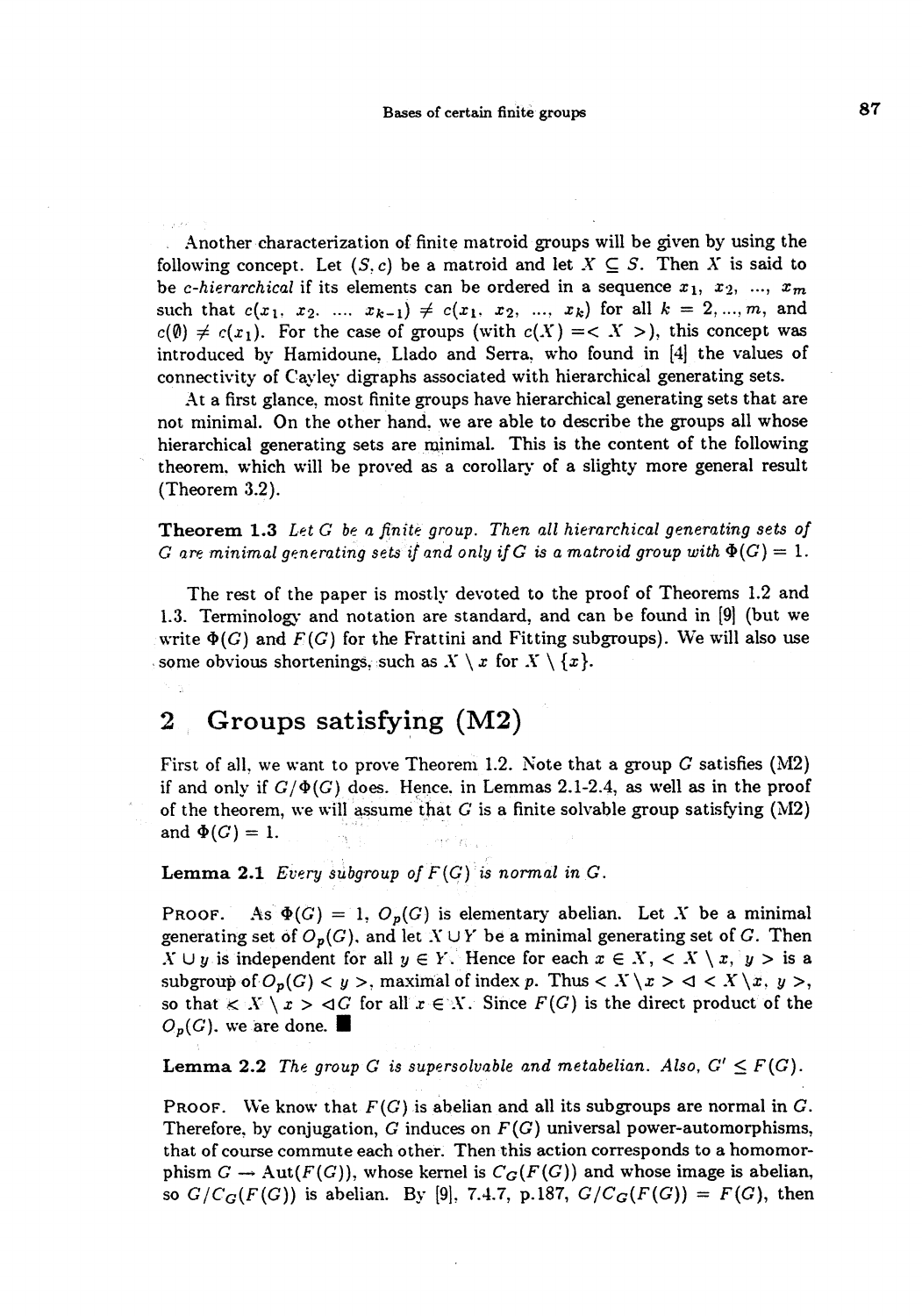Another characterization of finite matroid groups will be given by using the following concept. Let $(S, c)$ be a matroid and let $X \subseteq S$. Then $X$ is said to be *c-hierarchical* if its elements can be ordered in a sequence $x_1, x_2, \ldots, x_m$ such that $c(x_1, x_2, \ldots, x_{k-1}) \neq c(x_1, x_2, \ldots, x_k)$ for all $k = 2, \ldots, m$, and $c(\emptyset) \neq c(x_1)$. For the case of groups (with $c(X) = \langle X \rangle$), this concept was introduced by Hamidoune, Llado and Serra, who found in [4] the values of connectivity of Cayley digraphs associated with hierarchical generating sets.

At a first glance, most finite groups have hierarchical generating sets that are not minimal. On the other hand, we are able to describe the groups all whose hierarchical generating sets are minimal. This is the content of the following theorem, which will be proved as a corollary of a slighty more general result (Theorem 3.2).

**Theorem 1.3** *Let $G$ be a finite group. Then all hierarchical generating sets of $G$ are minimal generating sets if and only if $G$ is a matroid group with $\Phi(G) = 1$.*

The rest of the paper is mostly devoted to the proof of Theorems 1.2 and 1.3. Terminology and notation are standard, and can be found in [9] (but we write $\Phi(G)$ and $F(G)$ for the Frattini and Fitting subgroups). We will also use some obvious shortenings, such as $X \setminus x$ for $X \setminus \{x\}$.

## 2 Groups satisfying (M2)

First of all, we want to prove Theorem 1.2. Note that a group $G$ satisfies (M2) if and only if $G/\Phi(G)$ does. Hence, in Lemmas 2.1-2.4, as well as in the proof of the theorem, we will assume that $G$ is a finite solvable group satisfying (M2) and $\Phi(G) = 1$.

**Lemma 2.1** *Every subgroup of $F(G)$ is normal in $G$.*

PROOF. As $\Phi(G) = 1$, $O_p(G)$ is elementary abelian. Let $X$ be a minimal generating set of $O_p(G)$, and let $X \cup Y$ be a minimal generating set of $G$. Then $X \cup y$ is independent for all $y \in Y$. Hence for each $x \in X$, $\langle X \setminus x, y \rangle$ is a subgroup of $O_p(G) \langle y \rangle$, maximal of index $p$. Thus $\langle X \setminus x \rangle \lhd \langle X \setminus x, y \rangle$, so that $\langle X \setminus x \rangle \lhd G$ for all $x \in X$. Since $F(G)$ is the direct product of the $O_p(G)$, we are done. ∎

**Lemma 2.2** *The group $G$ is supersolvable and metabelian. Also, $G' \leq F(G)$.*

PROOF. We know that $F(G)$ is abelian and all its subgroups are normal in $G$. Therefore, by conjugation, $G$ induces on $F(G)$ universal power-automorphisms, that of course commute each other. Then this action corresponds to a homomorphism $G \to \mathrm{Aut}(F(G))$, whose kernel is $C_G(F(G))$ and whose image is abelian, so $G/C_G(F(G))$ is abelian. By [9], 7.4.7, p.187, $G/C_G(F(G)) = F(G)$, then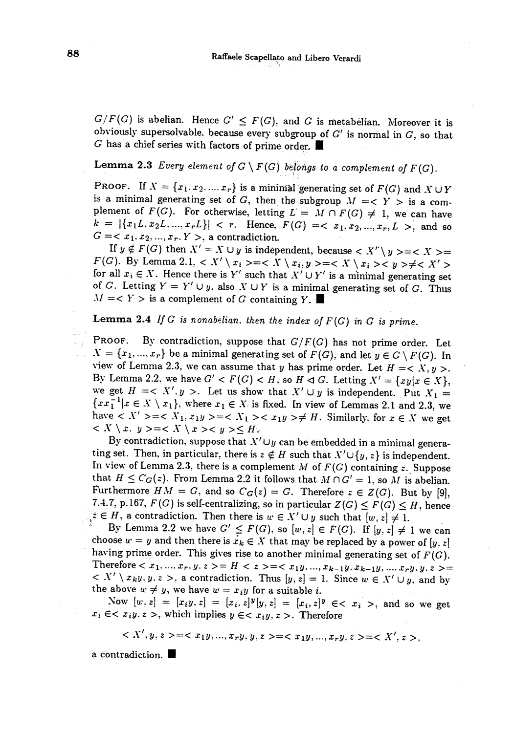$G/F(G)$ is abelian. Hence $G' \leq F(G)$, and $G$ is metabelian. Moreover it is obviously supersolvable, because every subgroup of $G'$ is normal in $G$, so that $G$ has a chief series with factors of prime order. ■

**Lemma 2.3** *Every element of $G \setminus F(G)$ belongs to a complement of $F(G)$.*

PROOF. If $X = \{x_1, x_2, \ldots, x_r\}$ is a minimal generating set of $F(G)$ and $X \cup Y$ is a minimal generating set of $G$, then the subgroup $M = < Y >$ is a complement of $F(G)$. For otherwise, letting $L = M \cap F(G) \neq 1$, we can have $k = |\{x_1 L, x_2 L, \ldots, x_r L\}| < r$. Hence, $F(G) = < x_1, x_2, \ldots, x_r, L >$, and so $G = < x_1, x_2, \ldots, x_r, Y >$, a contradiction.

If $y \notin F(G)$ then $X' = X \cup y$ is independent, because $< X' \setminus y > = < X > = F(G)$. By Lemma 2.1, $< X' \setminus x_i > = < X \setminus x_i, y > = < X \setminus x_i >< y > \neq < X' >$ for all $x_i \in X$. Hence there is $Y'$ such that $X' \cup Y'$ is a minimal generating set of $G$. Letting $Y = Y' \cup y$, also $X \cup Y$ is a minimal generating set of $G$. Thus $M = < Y >$ is a complement of $G$ containing $Y$. ■

**Lemma 2.4** *If $G$ is nonabelian, then the index of $F(G)$ in $G$ is prime.*

PROOF. By contradiction, suppose that $G/F(G)$ has not prime order. Let $X = \{x_1, \ldots, x_r\}$ be a minimal generating set of $F(G)$, and let $y \in G \setminus F(G)$. In view of Lemma 2.3, we can assume that $y$ has prime order. Let $H = < X, y >$. By Lemma 2.2, we have $G' < F(G) < H$, so $H \lhd G$. Letting $X' = \{xy | x \in X\}$, we get $H = < X', y >$. Let us show that $X' \cup y$ is independent. Put $X_1 = \{x x_1^{-1} | x \in X \setminus x_1\}$, where $x_1 \in X$ is fixed. In view of Lemmas 2.1 and 2.3, we have $< X' > = < X_1, x_1 y > = < X_1 >< x_1 y > \neq H$. Similarly, for $x \in X$ we get $< X \setminus x, y > = < X \setminus x >< y > \leq H$.

By contradiction, suppose that $X' \cup y$ can be embedded in a minimal generating set. Then, in particular, there is $z \notin H$ such that $X' \cup \{y, z\}$ is independent. In view of Lemma 2.3, there is a complement $M$ of $F(G)$ containing $z$. Suppose that $H \leq C_G(z)$. From Lemma 2.2 it follows that $M \cap G' = 1$, so $M$ is abelian. Furthermore $HM = G$, and so $C_G(z) = G$. Therefore $z \in Z(G)$. But by [9], 7.4.7, p.167, $F(G)$ is self-centralizing, so in particular $Z(G) \leq F(G) \leq H$, hence $z \in H$, a contradiction. Then there is $w \in X' \cup y$ such that $[w, z] \neq 1$.

By Lemma 2.2 we have $G' \leq F(G)$, so $[w, z] \in F(G)$. If $[y, z] \neq 1$ we can choose $w = y$ and then there is $x_k \in X$ that may be replaced by a power of $[y, z]$ having prime order. This gives rise to another minimal generating set of $F(G)$. Therefore $< x_1, \ldots, x_r, y, z > = H < z > = < x_1 y, \ldots, x_{k-1} y, x_{k-1} y, \ldots, x_r y, y, z > = < X' \setminus x_k y, y, z >$, a contradiction. Thus $[y, z] = 1$. Since $w \in X' \cup y$, and by the above $w \neq y$, we have $w = x_i y$ for a suitable $i$.

Now $[w, z] = [x_i y, z] = [x_i, z]^y [y, z] = [x_i, z]^y \in < x_i >$, and so we get $x_i \in < x_i y, z >$, which implies $y \in < x_i y, z >$. Therefore

$$< X', y, z > = < x_1 y, \ldots, x_r y, y, z > = < x_1 y, \ldots, x_r y, z > = < X', z >,$$

a contradiction. ■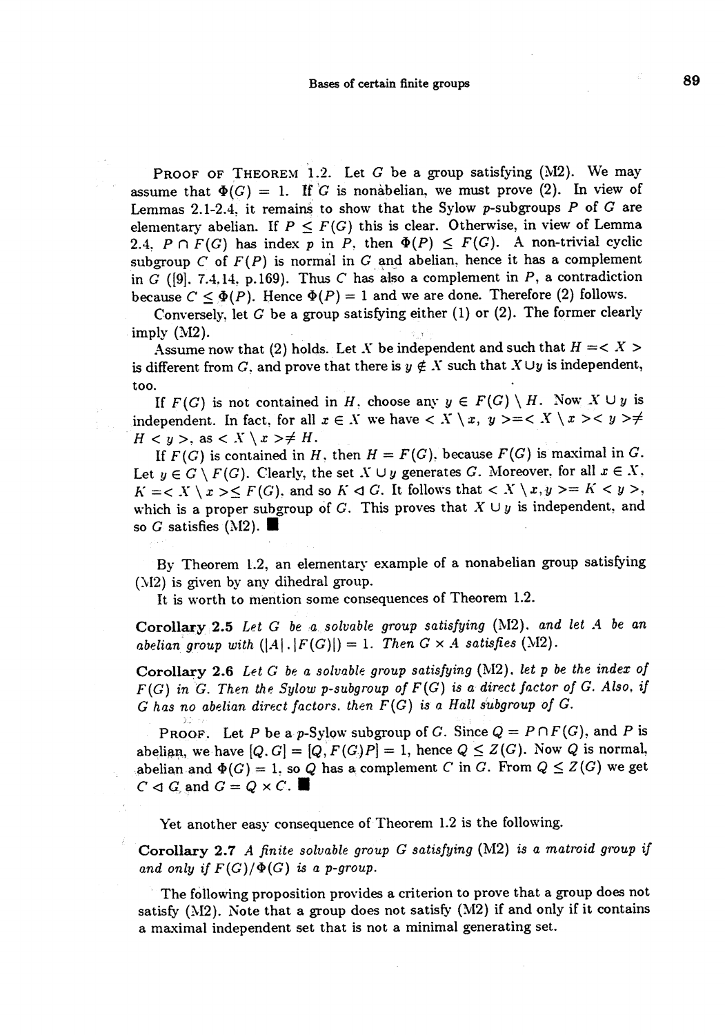PROOF OF THEOREM 1.2. Let $G$ be a group satisfying (M2). We may assume that $\Phi(G) = 1$. If $G$ is nonabelian, we must prove (2). In view of Lemmas 2.1-2.4, it remains to show that the Sylow $p$-subgroups $P$ of $G$ are elementary abelian. If $P \leq F(G)$ this is clear. Otherwise, in view of Lemma 2.4, $P \cap F(G)$ has index $p$ in $P$, then $\Phi(P) \leq F(G)$. A non-trivial cyclic subgroup $C$ of $F(P)$ is normal in $G$ and abelian, hence it has a complement in $G$ ([9], 7.4.14, p.169). Thus $C$ has also a complement in $P$, a contradiction because $C \leq \Phi(P)$. Hence $\Phi(P) = 1$ and we are done. Therefore (2) follows.

Conversely, let $G$ be a group satisfying either (1) or (2). The former clearly imply (M2).

Assume now that (2) holds. Let $X$ be independent and such that $H = < X >$ is different from $G$, and prove that there is $y \notin X$ such that $X \cup y$ is independent, too.

If $F(G)$ is not contained in $H$, choose any $y \in F(G) \setminus H$. Now $X \cup y$ is independent. In fact, for all $x \in X$ we have $< X \setminus x,\ y > = < X \setminus x >< y > \neq H < y >$, as $< X \setminus x > \neq H$.

If $F(G)$ is contained in $H$, then $H = F(G)$, because $F(G)$ is maximal in $G$. Let $y \in G \setminus F(G)$. Clearly, the set $X \cup y$ generates $G$. Moreover, for all $x \in X$, $K = < X \setminus x > \leq F(G)$, and so $K \lhd G$. It follows that $< X \setminus x, y > = K < y >$, which is a proper subgroup of $G$. This proves that $X \cup y$ is independent, and so $G$ satisfies (M2). ■

By Theorem 1.2, an elementary example of a nonabelian group satisfying (M2) is given by any dihedral group.

It is worth to mention some consequences of Theorem 1.2.

**Corollary 2.5** *Let $G$ be a solvable group satisfying* (M2), *and let $A$ be an abelian group with $(|A|, |F(G)|) = 1$. Then $G \times A$ satisfies* (M2).

**Corollary 2.6** *Let $G$ be a solvable group satisfying* (M2), *let $p$ be the index of $F(G)$ in $G$. Then the Sylow $p$-subgroup of $F(G)$ is a direct factor of $G$. Also, if $G$ has no abelian direct factors, then $F(G)$ is a Hall subgroup of $G$.*

PROOF. Let $P$ be a $p$-Sylow subgroup of $G$. Since $Q = P \cap F(G)$, and $P$ is abelian, we have $[Q, G] = [Q, F(G)P] = 1$, hence $Q \leq Z(G)$. Now $Q$ is normal, abelian and $\Phi(G) = 1$, so $Q$ has a complement $C$ in $G$. From $Q \leq Z(G)$ we get $C \lhd G$ and $G = Q \times C$. ■

Yet another easy consequence of Theorem 1.2 is the following.

**Corollary 2.7** *A finite solvable group $G$ satisfying* (M2) *is a matroid group if and only if $F(G)/\Phi(G)$ is a $p$-group.*

The following proposition provides a criterion to prove that a group does not satisfy (M2). Note that a group does not satisfy (M2) if and only if it contains a maximal independent set that is not a minimal generating set.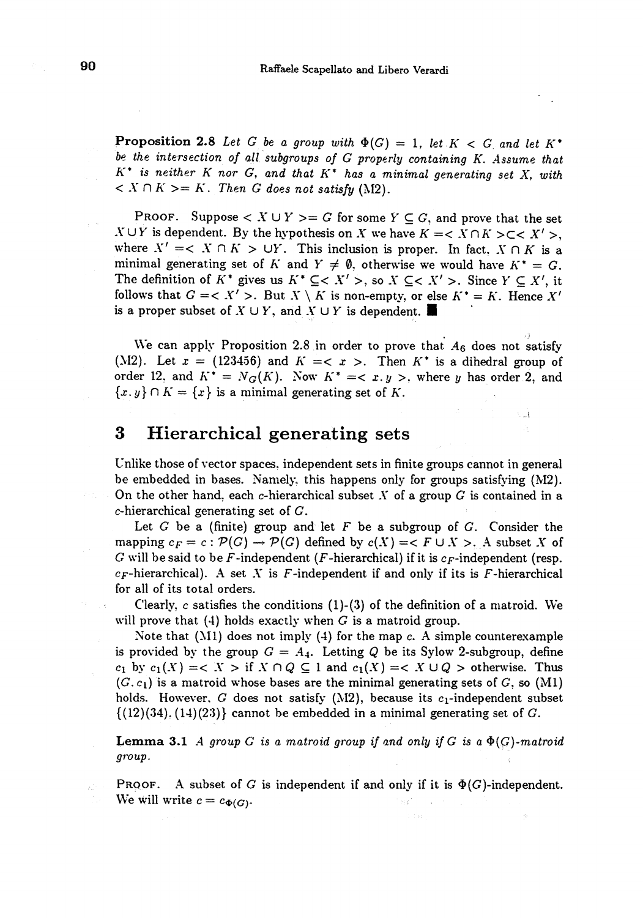**Proposition 2.8** *Let $G$ be a group with $\Phi(G) = 1$, let $K < G$ and let $K^*$ be the intersection of all subgroups of $G$ properly containing $K$. Assume that $K^*$ is neither $K$ nor $G$, and that $K^*$ has a minimal generating set $X$, with $< X \cap K >= K$. Then $G$ does not satisfy* (M2).

PROOF. Suppose $< X \cup Y >= G$ for some $Y \subseteq G$, and prove that the set $X \cup Y$ is dependent. By the hypothesis on $X$ we have $K =< X \cap K > \subset < X' >$, where $X' =< X \cap K > \cup Y$. This inclusion is proper. In fact, $X \cap K$ is a minimal generating set of $K$ and $Y \neq \emptyset$, otherwise we would have $K^* = G$. The definition of $K^*$ gives us $K^* \subseteq < X' >$, so $X \subseteq < X' >$. Since $Y \subseteq X'$, it follows that $G =< X' >$. But $X \setminus K$ is non-empty, or else $K^* = K$. Hence $X'$ is a proper subset of $X \cup Y$, and $X \cup Y$ is dependent. ∎

We can apply Proposition 2.8 in order to prove that $A_6$ does not satisfy (M2). Let $x = (123456)$ and $K =< x >$. Then $K^*$ is a dihedral group of order 12, and $K^* = N_G(K)$. Now $K^* =< x, y >$, where $y$ has order 2, and $\{x, y\} \cap K = \{x\}$ is a minimal generating set of $K$.

# 3 Hierarchical generating sets

Unlike those of vector spaces, independent sets in finite groups cannot in general be embedded in bases. Namely, this happens only for groups satisfying (M2). On the other hand, each $c$-hierarchical subset $X$ of a group $G$ is contained in a $c$-hierarchical generating set of $G$.

Let $G$ be a (finite) group and let $F$ be a subgroup of $G$. Consider the mapping $c_F = c : \mathcal{P}(G) \to \mathcal{P}(G)$ defined by $c(X) =< F \cup X >$. A subset $X$ of $G$ will be said to be $F$-independent ($F$-hierarchical) if it is $c_F$-independent (resp. $c_F$-hierarchical). A set $X$ is $F$-independent if and only if its is $F$-hierarchical for all of its total orders.

Clearly, $c$ satisfies the conditions (1)-(3) of the definition of a matroid. We will prove that (4) holds exactly when $G$ is a matroid group.

Note that (M1) does not imply (4) for the map $c$. A simple counterexample is provided by the group $G = A_4$. Letting $Q$ be its Sylow 2-subgroup, define $c_1$ by $c_1(X) =< X >$ if $X \cap Q \subseteq 1$ and $c_1(X) =< X \cup Q >$ otherwise. Thus $(G, c_1)$ is a matroid whose bases are the minimal generating sets of $G$, so (M1) holds. However, $G$ does not satisfy (M2), because its $c_1$-independent subset $\{(12)(34), (14)(23)\}$ cannot be embedded in a minimal generating set of $G$.

**Lemma 3.1** *A group $G$ is a matroid group if and only if $G$ is a $\Phi(G)$-matroid group.*

PROOF. A subset of $G$ is independent if and only if it is $\Phi(G)$-independent. We will write $c = c_{\Phi(G)}$.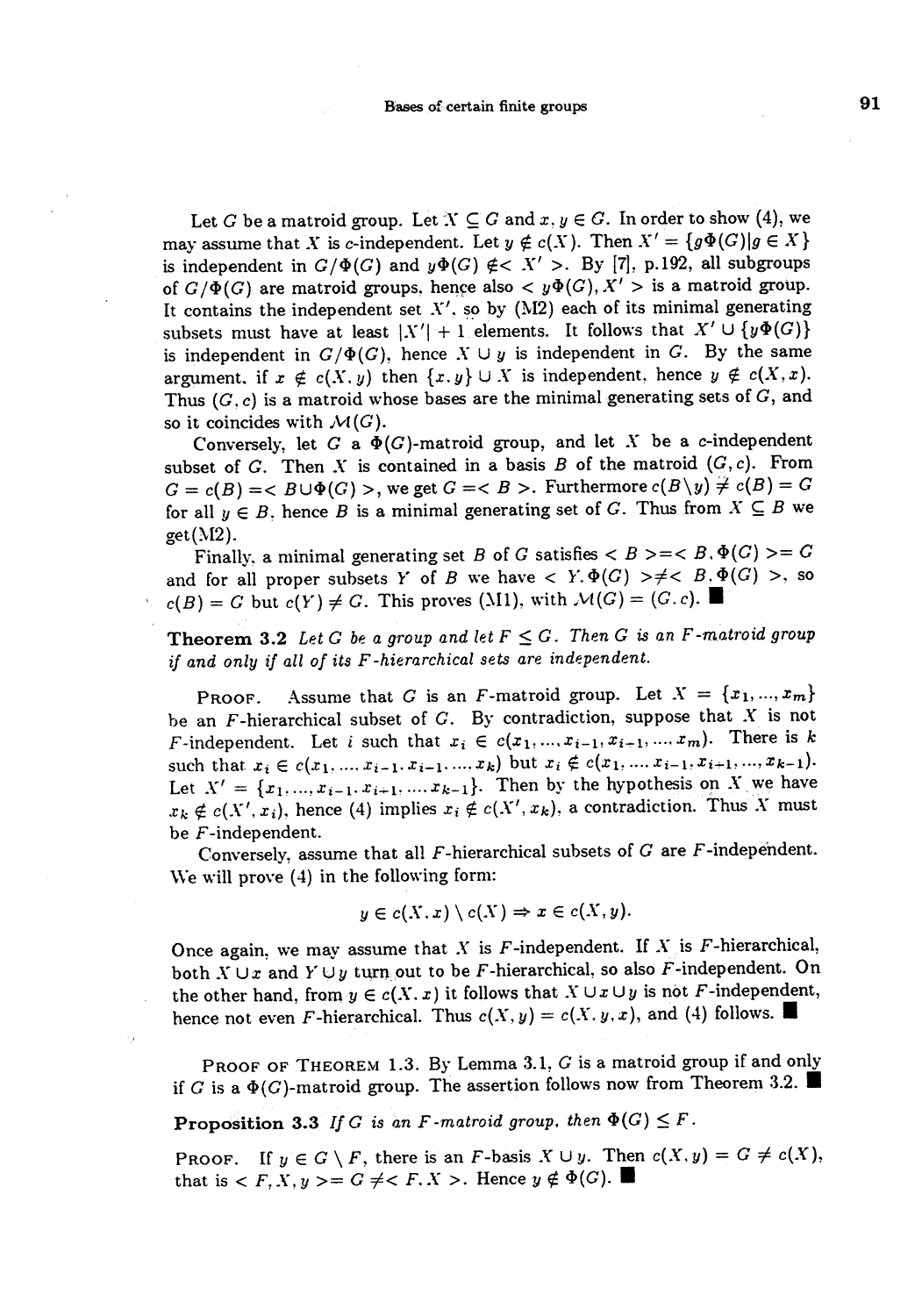Let $G$ be a matroid group. Let $X \subseteq G$ and $x, y \in G$. In order to show (4), we may assume that $X$ is $c$-independent. Let $y \notin c(X)$. Then $X' = \{g\Phi(G) | g \in X\}$ is independent in $G/\Phi(G)$ and $y\Phi(G) \notin < X' >$. By [7], p.192, all subgroups of $G/\Phi(G)$ are matroid groups, hence also $< y\Phi(G), X' >$ is a matroid group. It contains the independent set $X'$, so by (M2) each of its minimal generating subsets must have at least $|X'| + 1$ elements. It follows that $X' \cup \{y\Phi(G)\}$ is independent in $G/\Phi(G)$, hence $X \cup y$ is independent in $G$. By the same argument, if $x \notin c(X, y)$ then $\{x, y\} \cup X$ is independent, hence $y \notin c(X, x)$. Thus $(G, c)$ is a matroid whose bases are the minimal generating sets of $G$, and so it coincides with $\mathcal{M}(G)$.

Conversely, let $G$ a $\Phi(G)$-matroid group, and let $X$ be a $c$-independent subset of $G$. Then $X$ is contained in a basis $B$ of the matroid $(G, c)$. From $G = c(B) =< B \cup \Phi(G) >$, we get $G =< B >$. Furthermore $c(B \setminus y) \neq c(B) = G$ for all $y \in B$, hence $B$ is a minimal generating set of $G$. Thus from $X \subseteq B$ we get(M2).

Finally, a minimal generating set $B$ of $G$ satisfies $< B >=< B, \Phi(G) >= G$ and for all proper subsets $Y$ of $B$ we have $< Y, \Phi(G) > \neq < B, \Phi(G) >$, so $c(B) = G$ but $c(Y) \neq G$. This proves (M1), with $\mathcal{M}(G) = (G, c)$. ∎

**Theorem 3.2** *Let $G$ be a group and let $F \leq G$. Then $G$ is an $F$-matroid group if and only if all of its $F$-hierarchical sets are independent.*

Proof. Assume that $G$ is an $F$-matroid group. Let $X = \{x_1, ..., x_m\}$ be an $F$-hierarchical subset of $G$. By contradiction, suppose that $X$ is not $F$-independent. Let $i$ such that $x_i \in c(x_1, ..., x_{i-1}, x_{i+1}, ..., x_m)$. There is $k$ such that $x_i \in c(x_1, ..., x_{i-1}, x_{i+1}, ..., x_k)$ but $x_i \notin c(x_1, ..., x_{i-1}, x_{i+1}, ..., x_{k-1})$. Let $X' = \{x_1, ..., x_{i-1}, x_{i+1}, ..., x_{k-1}\}$. Then by the hypothesis on $X$ we have $x_k \notin c(X', x_i)$, hence (4) implies $x_i \notin c(X', x_k)$, a contradiction. Thus $X$ must be $F$-independent.

Conversely, assume that all $F$-hierarchical subsets of $G$ are $F$-independent. We will prove (4) in the following form:

$$y \in c(X, x) \setminus c(X) \Rightarrow x \in c(X, y).$$

Once again, we may assume that $X$ is $F$-independent. If $X$ is $F$-hierarchical, both $X \cup x$ and $Y \cup y$ turn out to be $F$-hierarchical, so also $F$-independent. On the other hand, from $y \in c(X, x)$ it follows that $X \cup x \cup y$ is not $F$-independent, hence not even $F$-hierarchical. Thus $c(X, y) = c(X, y, x)$, and (4) follows. ∎

Proof of Theorem 1.3. By Lemma 3.1, $G$ is a matroid group if and only if $G$ is a $\Phi(G)$-matroid group. The assertion follows now from Theorem 3.2. ∎

**Proposition 3.3** *If $G$ is an $F$-matroid group, then $\Phi(G) \leq F$.*

Proof. If $y \in G \setminus F$, there is an $F$-basis $X \cup y$. Then $c(X, y) = G \neq c(X)$, that is $< F, X, y >= G \neq < F, X >$. Hence $y \notin \Phi(G)$. ∎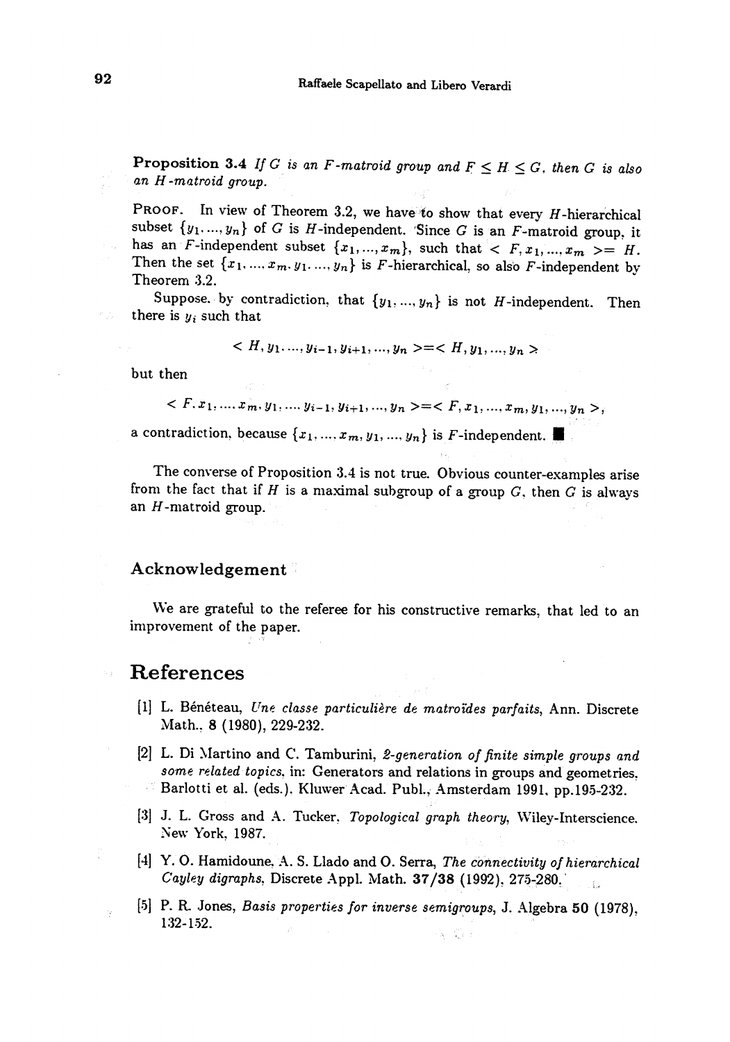**Proposition 3.4** *If $G$ is an $F$-matroid group and $F \leq H \leq G$, then $G$ is also an $H$-matroid group.*

PROOF. In view of Theorem 3.2, we have to show that every $H$-hierarchical subset $\{y_1, ..., y_n\}$ of $G$ is $H$-independent. Since $G$ is an $F$-matroid group, it has an $F$-independent subset $\{x_1, ..., x_m\}$, such that $< F, x_1, ..., x_m >= H$. Then the set $\{x_1, ..., x_m, y_1, ..., y_n\}$ is $F$-hierarchical, so also $F$-independent by Theorem 3.2.

Suppose, by contradiction, that $\{y_1, ..., y_n\}$ is not $H$-independent. Then there is $y_i$ such that

$$< H, y_1, ..., y_{i-1}, y_{i+1}, ..., y_n >=< H, y_1, ..., y_n >$$

but then

$$< F, x_1, ..., x_m, y_1, ..., y_{i-1}, y_{i+1}, ..., y_n >=< F, x_1, ..., x_m, y_1, ..., y_n >,$$

a contradiction, because $\{x_1, ..., x_m, y_1, ..., y_n\}$ is $F$-independent. ■

The converse of Proposition 3.4 is not true. Obvious counter-examples arise from the fact that if $H$ is a maximal subgroup of a group $G$, then $G$ is always an $H$-matroid group.

### Acknowledgement

We are grateful to the referee for his constructive remarks, that led to an improvement of the paper.

## References

[1] L. Bénéteau, *Une classe particulière de matroïdes parfaits*, Ann. Discrete Math., **8** (1980), 229-232.

[2] L. Di Martino and C. Tamburini, *2-generation of finite simple groups and some related topics*, in: Generators and relations in groups and geometries, Barlotti et al. (eds.). Kluwer Acad. Publ., Amsterdam 1991, pp.195-232.

[3] J. L. Gross and A. Tucker, *Topological graph theory*, Wiley-Interscience, New York, 1987.

[4] Y. O. Hamidoune, A. S. Llado and O. Serra, *The connectivity of hierarchical Cayley digraphs*, Discrete Appl. Math. **37/38** (1992), 275-280.

[5] P. R. Jones, *Basis properties for inverse semigroups*, J. Algebra **50** (1978), 132-152.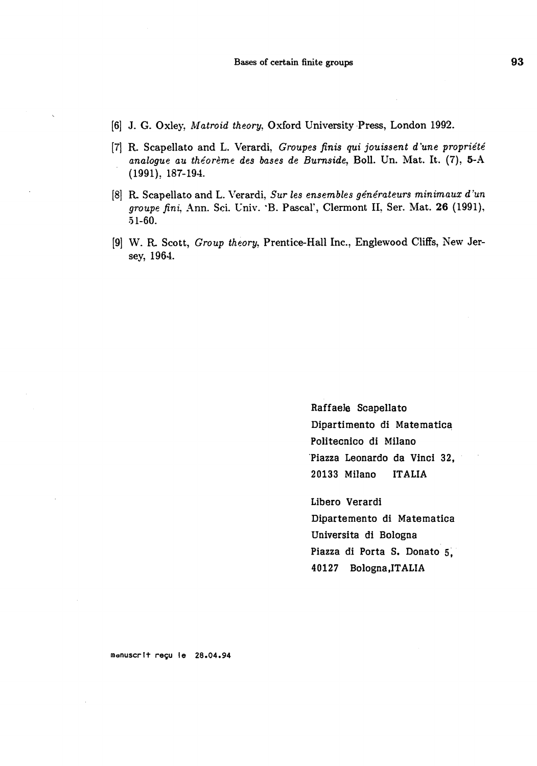[6] J. G. Oxley, *Matroid theory*, Oxford University Press, London 1992.

[7] R. Scapellato and L. Verardi, *Groupes finis qui jouissent d'une propriété analogue au théorème des bases de Burnside*, Boll. Un. Mat. It. (7), **5**-A (1991), 187-194.

[8] R. Scapellato and L. Verardi, *Sur les ensembles générateurs minimaux d'un groupe fini*, Ann. Sci. Univ. 'B. Pascal', Clermont II, Ser. Mat. **26** (1991), 51-60.

[9] W. R. Scott, *Group theory*, Prentice-Hall Inc., Englewood Cliffs, New Jersey, 1964.

Raffaele Scapellato
Dipartimento di Matematica
Politecnico di Milano
Piazza Leonardo da Vinci 32,
20133 Milano ITALIA

Libero Verardi
Dipartemento di Matematica
Universita di Bologna
Piazza di Porta S. Donato 5,
40127 Bologna,ITALIA

manuscrit reçu le 28.04.94